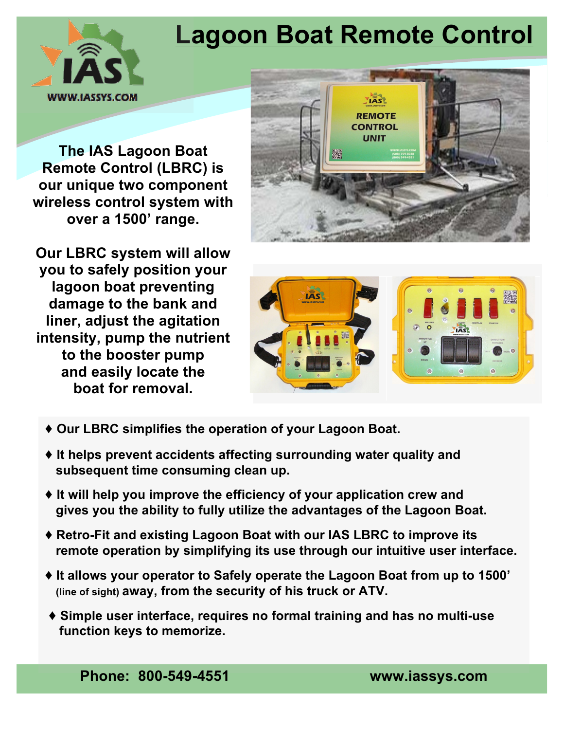# Lagoon Boat Remote Control

WWW.IASSYS.COM

**The IAS Lagoon Boat Remote Control (LBRC) is our unique two component wireless control system with over a 1500' range.**

**Our LBRC system will allow you to safely position your lagoon boat preventing damage to the bank and liner, adjust the agitation intensity, pump the nutrient to the booster pump and easily locate the boat for removal.**

- ♦ **Our LBRC simplifies the operation of your Lagoon Boat.**
- ♦ **It helps prevent accidents affecting surrounding water quality and subsequent time consuming clean up.**
- ♦ **It will help you improve the efficiency of your application crew and gives you the ability to fully utilize the advantages of the Lagoon Boat.**
- ♦ **Retro-Fit and existing Lagoon Boat with our IAS LBRC to improve its remote operation by simplifying its use through our intuitive user interface.**
- ♦ **It allows your operator to Safely operate the Lagoon Boat from up to 1500' (line of sight) away, from the security of his truck or ATV.**
- ♦ **Simple user interface, requires no formal training and has no multi-use function keys to memorize.**

**Phone: 800-549-4551** **www.iassys.com**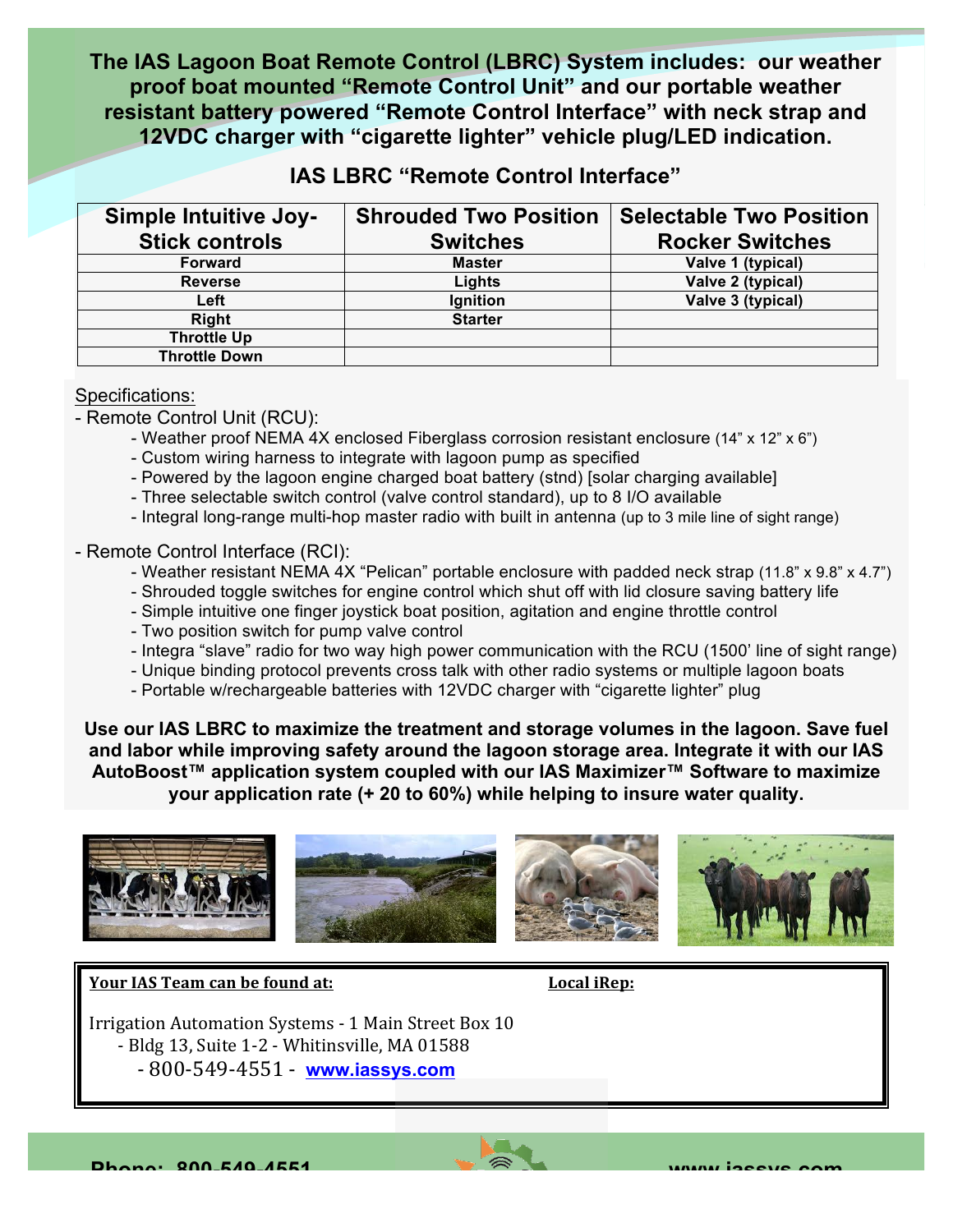**The IAS Lagoon Boat Remote Control (LBRC) System includes: our weather proof boat mounted "Remote Control Unit" and our portable weather resistant battery powered "Remote Control Interface" with neck strap and 12VDC charger with "cigarette lighter" vehicle plug/LED indication.**

## IAS LBRC "Remote Control Interface"

| Simple Intuitive Joy-Stick controls | Shrouded Two Position Switches | Selectable Two Position Rocker Switches |
|---|---|---|
| **Forward** | **Master** | **Valve 1 (typical)** |
| **Reverse** | **Lights** | **Valve 2 (typical)** |
| **Left** | **Ignition** | **Valve 3 (typical)** |
| **Right** | **Starter** | |
| **Throttle Up** | | |
| **Throttle Down** | | |

Specifications:

- Remote Control Unit (RCU):
  - Weather proof NEMA 4X enclosed Fiberglass corrosion resistant enclosure (14" x 12" x 6")
  - Custom wiring harness to integrate with lagoon pump as specified
  - Powered by the lagoon engine charged boat battery (stnd) [solar charging available]
  - Three selectable switch control (valve control standard), up to 8 I/O available
  - Integral long-range multi-hop master radio with built in antenna (up to 3 mile line of sight range)

- Remote Control Interface (RCI):
  - Weather resistant NEMA 4X "Pelican" portable enclosure with padded neck strap (11.8" x 9.8" x 4.7")
  - Shrouded toggle switches for engine control which shut off with lid closure saving battery life
  - Simple intuitive one finger joystick boat position, agitation and engine throttle control
  - Two position switch for pump valve control
  - Integra "slave" radio for two way high power communication with the RCU (1500' line of sight range)
  - Unique binding protocol prevents cross talk with other radio systems or multiple lagoon boats
  - Portable w/rechargeable batteries with 12VDC charger with "cigarette lighter" plug

**Use our IAS LBRC to maximize the treatment and storage volumes in the lagoon. Save fuel and labor while improving safety around the lagoon storage area. Integrate it with our IAS AutoBoost™ application system coupled with our IAS Maximizer™ Software to maximize your application rate (+ 20 to 60%) while helping to insure water quality.**

**Your IAS Team can be found at:**

Irrigation Automation Systems - 1 Main Street Box 10 - Bldg 13, Suite 1-2 - Whitinsville, MA 01588 - 800-549-4551 - www.iassys.com

**Local iRep:**